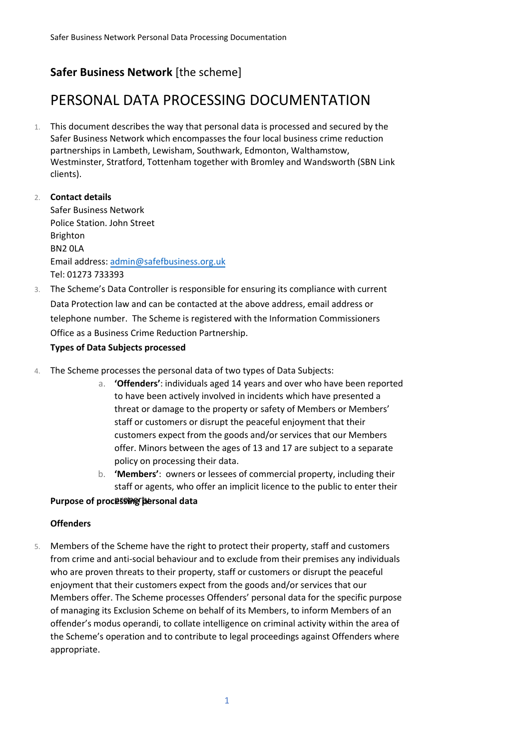# Safer Business Network [the scheme]

## PERSONAL DATA PROCESSING DOCUMENTATION

1. This document describes the way that personal data is processed and secured by the Safer Business Network which encompasses the four local business crime reduction partnerships in Lambeth, Lewisham, Southwark, Edmonton, Walthamstow, Westminster, Stratford, Tottenham together with Bromley and Wandsworth (SBN Link clients).

2. **Contact details**
   Safer Business Network
   Police Station. John Street
   Brighton
   BN2 0LA
   Email address: admin@safefbusiness.org.uk
   Tel: 01273 733393

3. The Scheme's Data Controller is responsible for ensuring its compliance with current Data Protection law and can be contacted at the above address, email address or telephone number. The Scheme is registered with the Information Commissioners Office as a Business Crime Reduction Partnership.

**Types of Data Subjects processed**

4. The Scheme processes the personal data of two types of Data Subjects:
   a. **'Offenders'**: individuals aged 14 years and over who have been reported to have been actively involved in incidents which have presented a threat or damage to the property or safety of Members or Members' staff or customers or disrupt the peaceful enjoyment that their customers expect from the goods and/or services that our Members offer. Minors between the ages of 13 and 17 are subject to a separate policy on processing their data.
   b. **'Members'**: owners or lessees of commercial property, including their staff or agents, who offer an implicit licence to the public to enter their property.

**Purpose of processing personal data**

**Offenders**

5. Members of the Scheme have the right to protect their property, staff and customers from crime and anti-social behaviour and to exclude from their premises any individuals who are proven threats to their property, staff or customers or disrupt the peaceful enjoyment that their customers expect from the goods and/or services that our Members offer. The Scheme processes Offenders' personal data for the specific purpose of managing its Exclusion Scheme on behalf of its Members, to inform Members of an offender's modus operandi, to collate intelligence on criminal activity within the area of the Scheme's operation and to contribute to legal proceedings against Offenders where appropriate.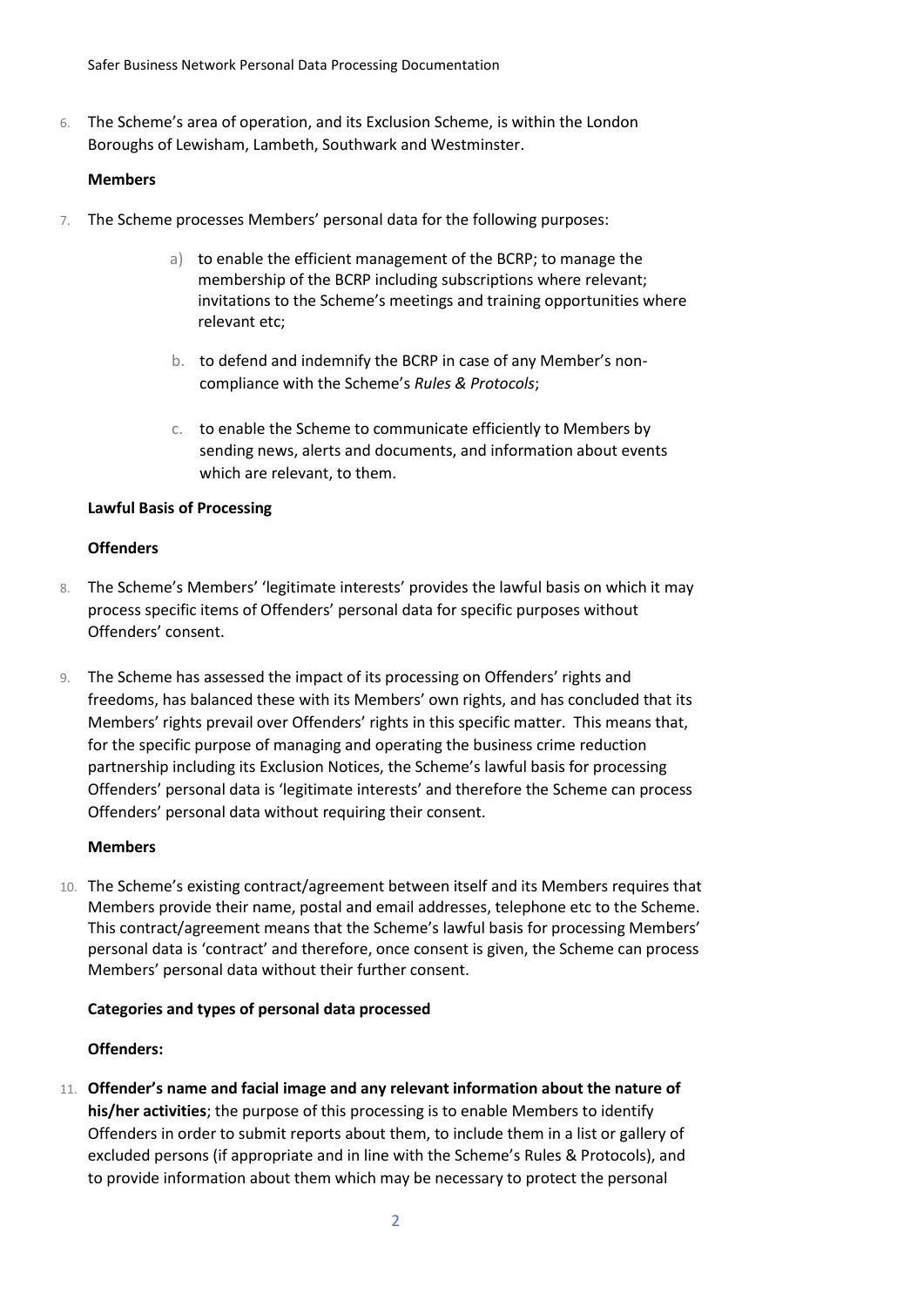6. The Scheme's area of operation, and its Exclusion Scheme, is within the London Boroughs of Lewisham, Lambeth, Southwark and Westminster.

**Members**

7. The Scheme processes Members' personal data for the following purposes:

   a) to enable the efficient management of the BCRP; to manage the membership of the BCRP including subscriptions where relevant; invitations to the Scheme's meetings and training opportunities where relevant etc;

   b. to defend and indemnify the BCRP in case of any Member's non-compliance with the Scheme's *Rules & Protocols*;

   c. to enable the Scheme to communicate efficiently to Members by sending news, alerts and documents, and information about events which are relevant, to them.

**Lawful Basis of Processing**

**Offenders**

8. The Scheme's Members' 'legitimate interests' provides the lawful basis on which it may process specific items of Offenders' personal data for specific purposes without Offenders' consent.

9. The Scheme has assessed the impact of its processing on Offenders' rights and freedoms, has balanced these with its Members' own rights, and has concluded that its Members' rights prevail over Offenders' rights in this specific matter. This means that, for the specific purpose of managing and operating the business crime reduction partnership including its Exclusion Notices, the Scheme's lawful basis for processing Offenders' personal data is 'legitimate interests' and therefore the Scheme can process Offenders' personal data without requiring their consent.

**Members**

10. The Scheme's existing contract/agreement between itself and its Members requires that Members provide their name, postal and email addresses, telephone etc to the Scheme. This contract/agreement means that the Scheme's lawful basis for processing Members' personal data is 'contract' and therefore, once consent is given, the Scheme can process Members' personal data without their further consent.

**Categories and types of personal data processed**

**Offenders:**

11. **Offender's name and facial image and any relevant information about the nature of his/her activities**; the purpose of this processing is to enable Members to identify Offenders in order to submit reports about them, to include them in a list or gallery of excluded persons (if appropriate and in line with the Scheme's Rules & Protocols), and to provide information about them which may be necessary to protect the personal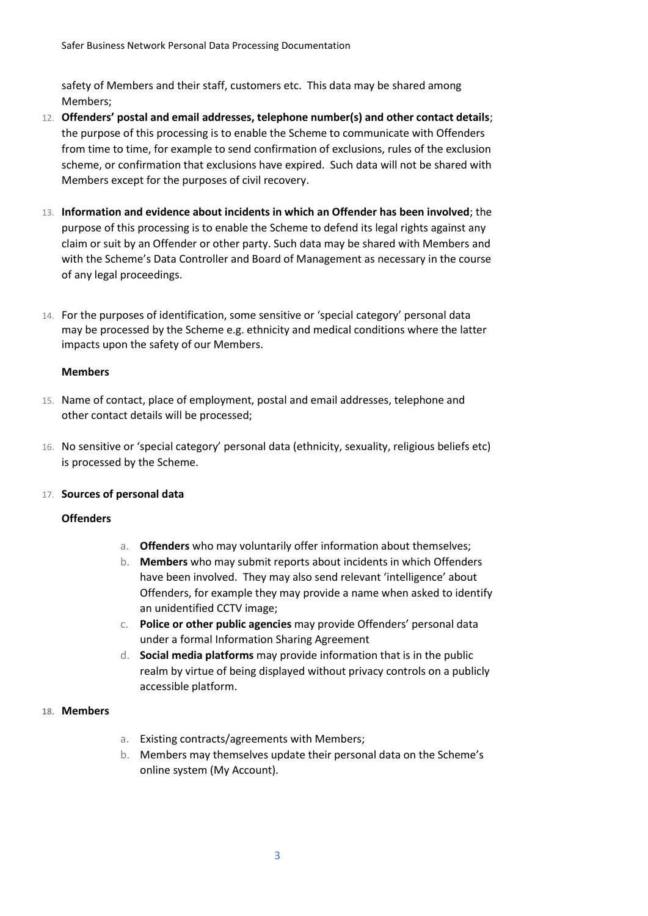safety of Members and their staff, customers etc. This data may be shared among Members;

12. **Offenders' postal and email addresses, telephone number(s) and other contact details**; the purpose of this processing is to enable the Scheme to communicate with Offenders from time to time, for example to send confirmation of exclusions, rules of the exclusion scheme, or confirmation that exclusions have expired. Such data will not be shared with Members except for the purposes of civil recovery.

13. **Information and evidence about incidents in which an Offender has been involved**; the purpose of this processing is to enable the Scheme to defend its legal rights against any claim or suit by an Offender or other party. Such data may be shared with Members and with the Scheme's Data Controller and Board of Management as necessary in the course of any legal proceedings.

14. For the purposes of identification, some sensitive or 'special category' personal data may be processed by the Scheme e.g. ethnicity and medical conditions where the latter impacts upon the safety of our Members.

**Members**

15. Name of contact, place of employment, postal and email addresses, telephone and other contact details will be processed;

16. No sensitive or 'special category' personal data (ethnicity, sexuality, religious beliefs etc) is processed by the Scheme.

17. **Sources of personal data**

**Offenders**

a. **Offenders** who may voluntarily offer information about themselves;
b. **Members** who may submit reports about incidents in which Offenders have been involved. They may also send relevant 'intelligence' about Offenders, for example they may provide a name when asked to identify an unidentified CCTV image;
c. **Police or other public agencies** may provide Offenders' personal data under a formal Information Sharing Agreement
d. **Social media platforms** may provide information that is in the public realm by virtue of being displayed without privacy controls on a publicly accessible platform.

18. **Members**

a. Existing contracts/agreements with Members;
b. Members may themselves update their personal data on the Scheme's online system (My Account).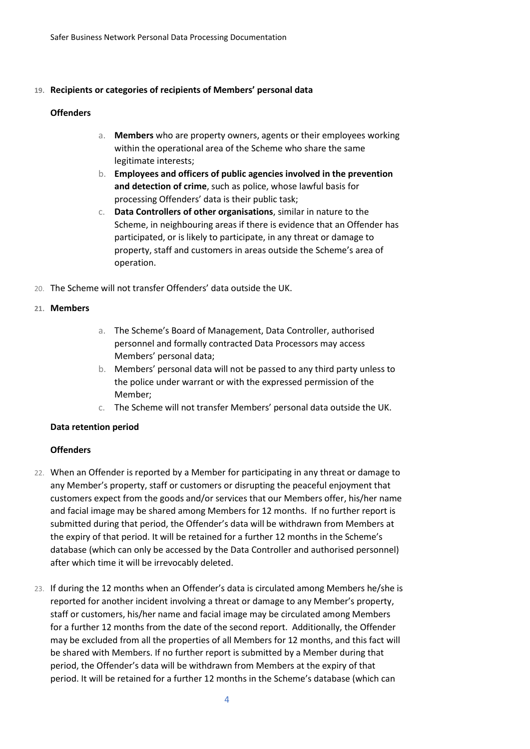19. **Recipients or categories of recipients of Members' personal data**

**Offenders**

a. **Members** who are property owners, agents or their employees working within the operational area of the Scheme who share the same legitimate interests;
b. **Employees and officers of public agencies involved in the prevention and detection of crime**, such as police, whose lawful basis for processing Offenders' data is their public task;
c. **Data Controllers of other organisations**, similar in nature to the Scheme, in neighbouring areas if there is evidence that an Offender has participated, or is likely to participate, in any threat or damage to property, staff and customers in areas outside the Scheme's area of operation.

20. The Scheme will not transfer Offenders' data outside the UK.

21. **Members**

a. The Scheme's Board of Management, Data Controller, authorised personnel and formally contracted Data Processors may access Members' personal data;
b. Members' personal data will not be passed to any third party unless to the police under warrant or with the expressed permission of the Member;
c. The Scheme will not transfer Members' personal data outside the UK.

**Data retention period**

**Offenders**

22. When an Offender is reported by a Member for participating in any threat or damage to any Member's property, staff or customers or disrupting the peaceful enjoyment that customers expect from the goods and/or services that our Members offer, his/her name and facial image may be shared among Members for 12 months. If no further report is submitted during that period, the Offender's data will be withdrawn from Members at the expiry of that period. It will be retained for a further 12 months in the Scheme's database (which can only be accessed by the Data Controller and authorised personnel) after which time it will be irrevocably deleted.

23. If during the 12 months when an Offender's data is circulated among Members he/she is reported for another incident involving a threat or damage to any Member's property, staff or customers, his/her name and facial image may be circulated among Members for a further 12 months from the date of the second report. Additionally, the Offender may be excluded from all the properties of all Members for 12 months, and this fact will be shared with Members. If no further report is submitted by a Member during that period, the Offender's data will be withdrawn from Members at the expiry of that period. It will be retained for a further 12 months in the Scheme's database (which can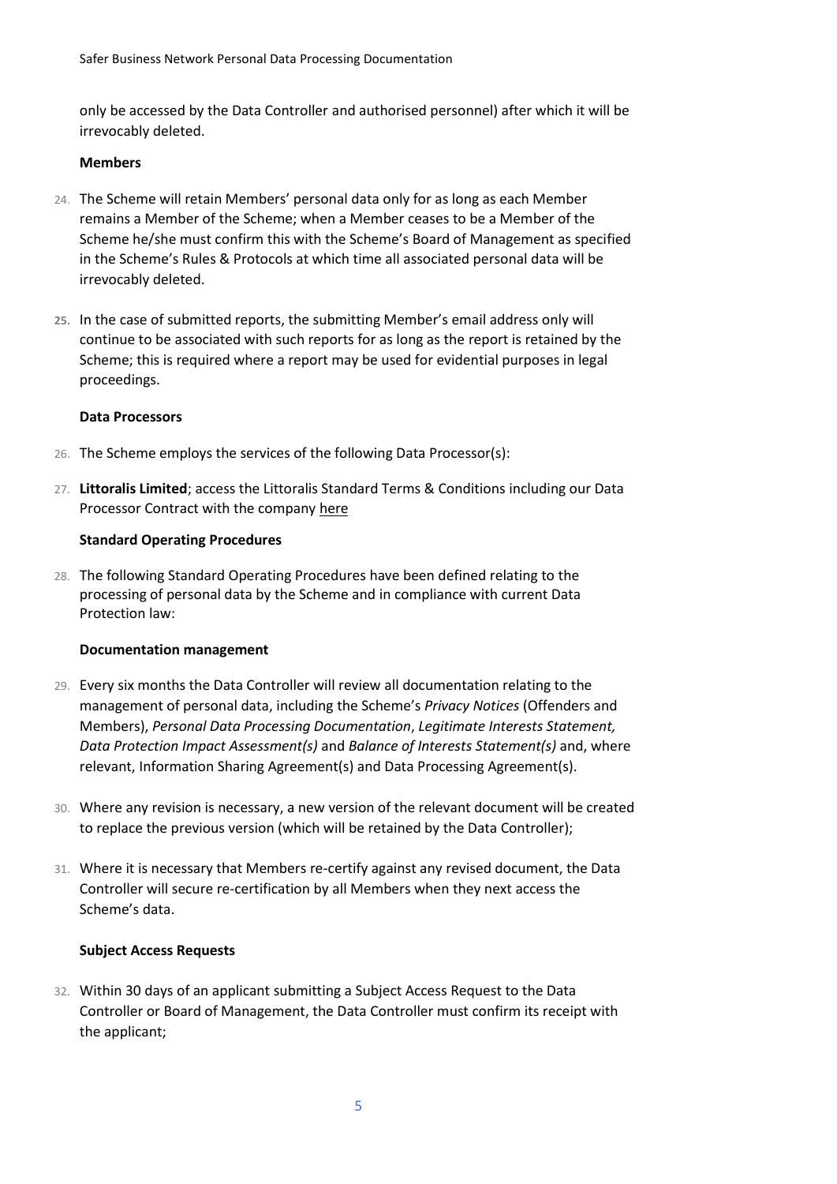only be accessed by the Data Controller and authorised personnel) after which it will be irrevocably deleted.

**Members**

24. The Scheme will retain Members' personal data only for as long as each Member remains a Member of the Scheme; when a Member ceases to be a Member of the Scheme he/she must confirm this with the Scheme's Board of Management as specified in the Scheme's Rules & Protocols at which time all associated personal data will be irrevocably deleted.

25. In the case of submitted reports, the submitting Member's email address only will continue to be associated with such reports for as long as the report is retained by the Scheme; this is required where a report may be used for evidential purposes in legal proceedings.

**Data Processors**

26. The Scheme employs the services of the following Data Processor(s):

27. **Littoralis Limited**; access the Littoralis Standard Terms & Conditions including our Data Processor Contract with the company here

**Standard Operating Procedures**

28. The following Standard Operating Procedures have been defined relating to the processing of personal data by the Scheme and in compliance with current Data Protection law:

**Documentation management**

29. Every six months the Data Controller will review all documentation relating to the management of personal data, including the Scheme's *Privacy Notices* (Offenders and Members), *Personal Data Processing Documentation*, *Legitimate Interests Statement, Data Protection Impact Assessment(s)* and *Balance of Interests Statement(s)* and, where relevant, Information Sharing Agreement(s) and Data Processing Agreement(s).

30. Where any revision is necessary, a new version of the relevant document will be created to replace the previous version (which will be retained by the Data Controller);

31. Where it is necessary that Members re-certify against any revised document, the Data Controller will secure re-certification by all Members when they next access the Scheme's data.

**Subject Access Requests**

32. Within 30 days of an applicant submitting a Subject Access Request to the Data Controller or Board of Management, the Data Controller must confirm its receipt with the applicant;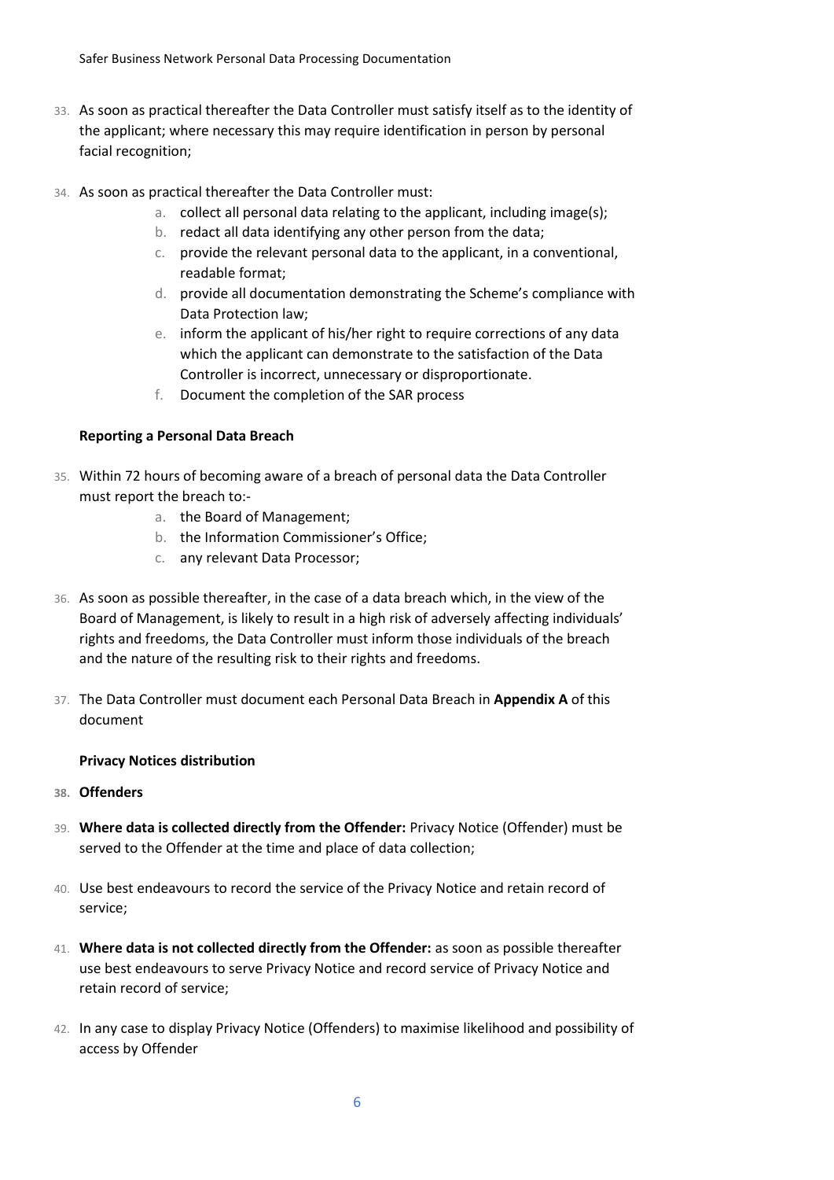33. As soon as practical thereafter the Data Controller must satisfy itself as to the identity of the applicant; where necessary this may require identification in person by personal facial recognition;

34. As soon as practical thereafter the Data Controller must:
    a. collect all personal data relating to the applicant, including image(s);
    b. redact all data identifying any other person from the data;
    c. provide the relevant personal data to the applicant, in a conventional, readable format;
    d. provide all documentation demonstrating the Scheme's compliance with Data Protection law;
    e. inform the applicant of his/her right to require corrections of any data which the applicant can demonstrate to the satisfaction of the Data Controller is incorrect, unnecessary or disproportionate.
    f. Document the completion of the SAR process

**Reporting a Personal Data Breach**

35. Within 72 hours of becoming aware of a breach of personal data the Data Controller must report the breach to:-
    a. the Board of Management;
    b. the Information Commissioner's Office;
    c. any relevant Data Processor;

36. As soon as possible thereafter, in the case of a data breach which, in the view of the Board of Management, is likely to result in a high risk of adversely affecting individuals' rights and freedoms, the Data Controller must inform those individuals of the breach and the nature of the resulting risk to their rights and freedoms.

37. The Data Controller must document each Personal Data Breach in **Appendix A** of this document

**Privacy Notices distribution**

38. **Offenders**

39. **Where data is collected directly from the Offender:** Privacy Notice (Offender) must be served to the Offender at the time and place of data collection;

40. Use best endeavours to record the service of the Privacy Notice and retain record of service;

41. **Where data is not collected directly from the Offender:** as soon as possible thereafter use best endeavours to serve Privacy Notice and record service of Privacy Notice and retain record of service;

42. In any case to display Privacy Notice (Offenders) to maximise likelihood and possibility of access by Offender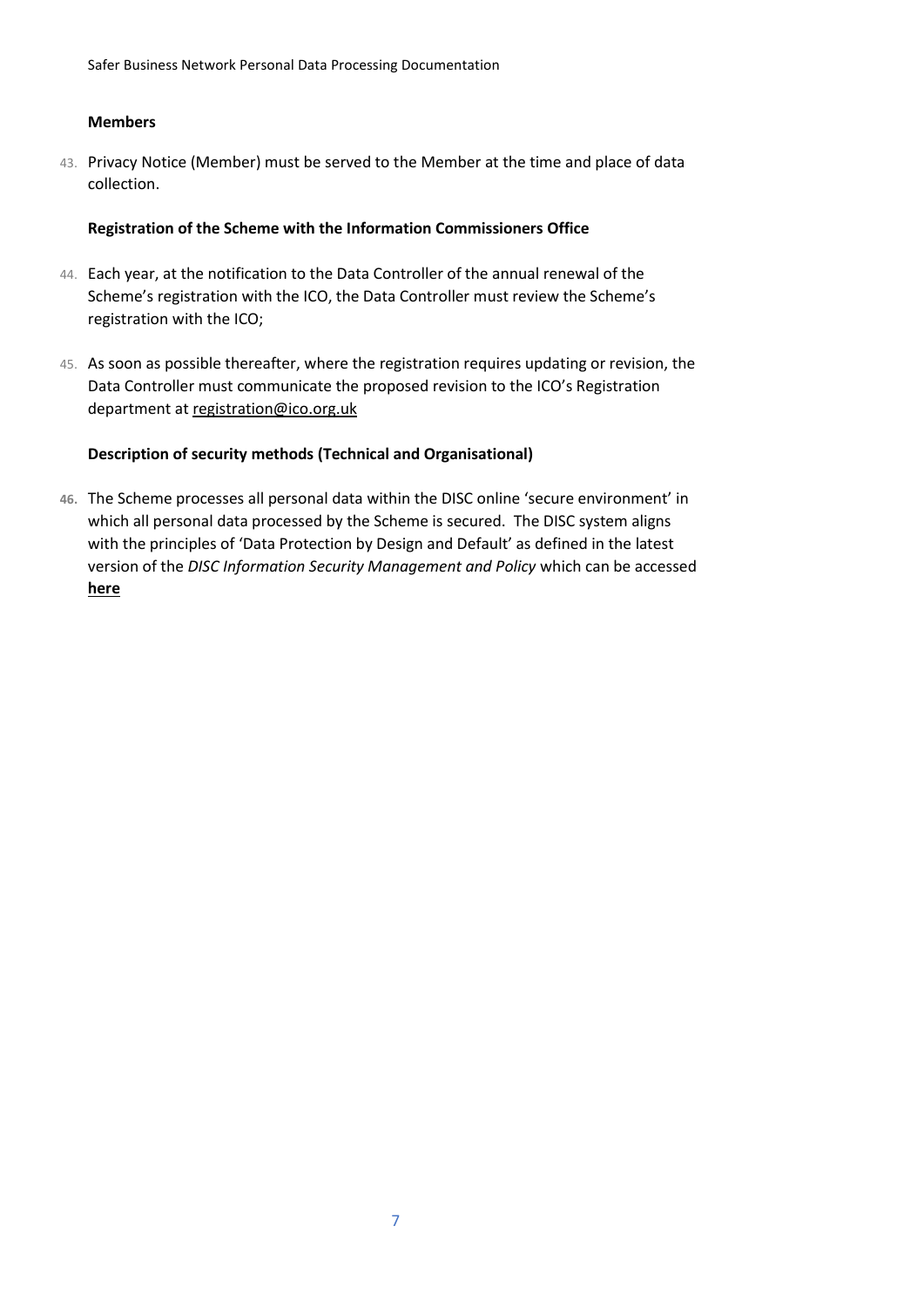**Members**

43. Privacy Notice (Member) must be served to the Member at the time and place of data collection.

**Registration of the Scheme with the Information Commissioners Office**

44. Each year, at the notification to the Data Controller of the annual renewal of the Scheme's registration with the ICO, the Data Controller must review the Scheme's registration with the ICO;

45. As soon as possible thereafter, where the registration requires updating or revision, the Data Controller must communicate the proposed revision to the ICO's Registration department at registration@ico.org.uk

**Description of security methods (Technical and Organisational)**

46. The Scheme processes all personal data within the DISC online 'secure environment' in which all personal data processed by the Scheme is secured. The DISC system aligns with the principles of 'Data Protection by Design and Default' as defined in the latest version of the *DISC Information Security Management and Policy* which can be accessed **here**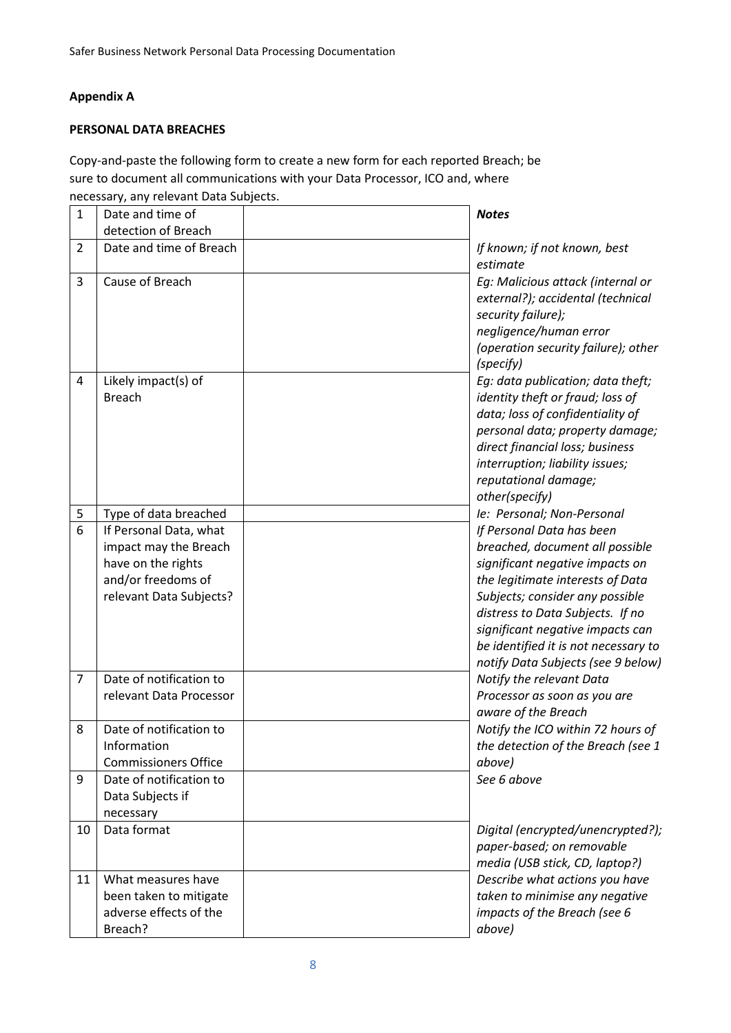**Appendix A**

**PERSONAL DATA BREACHES**

Copy-and-paste the following form to create a new form for each reported Breach; be sure to document all communications with your Data Processor, ICO and, where necessary, any relevant Data Subjects.

| | | | ***Notes*** |
|---|---|---|---|
| 1 | Date and time of detection of Breach | | |
| 2 | Date and time of Breach | | *If known; if not known, best estimate* |
| 3 | Cause of Breach | | *Eg: Malicious attack (internal or external?); accidental (technical security failure); negligence/human error (operation security failure); other (specify)* |
| 4 | Likely impact(s) of Breach | | *Eg: data publication; data theft; identity theft or fraud; loss of data; loss of confidentiality of personal data; property damage; direct financial loss; business interruption; liability issues; reputational damage; other(specify)* |
| 5 | Type of data breached | | *Ie: Personal; Non-Personal* |
| 6 | If Personal Data, what impact may the Breach have on the rights and/or freedoms of relevant Data Subjects? | | *If Personal Data has been breached, document all possible significant negative impacts on the legitimate interests of Data Subjects; consider any possible distress to Data Subjects. If no significant negative impacts can be identified it is not necessary to notify Data Subjects (see 9 below)* |
| 7 | Date of notification to relevant Data Processor | | *Notify the relevant Data Processor as soon as you are aware of the Breach* |
| 8 | Date of notification to Information Commissioners Office | | *Notify the ICO within 72 hours of the detection of the Breach (see 1 above)* |
| 9 | Date of notification to Data Subjects if necessary | | *See 6 above* |
| 10 | Data format | | *Digital (encrypted/unencrypted?); paper-based; on removable media (USB stick, CD, laptop?)* |
| 11 | What measures have been taken to mitigate adverse effects of the Breach? | | *Describe what actions you have taken to minimise any negative impacts of the Breach (see 6 above)* |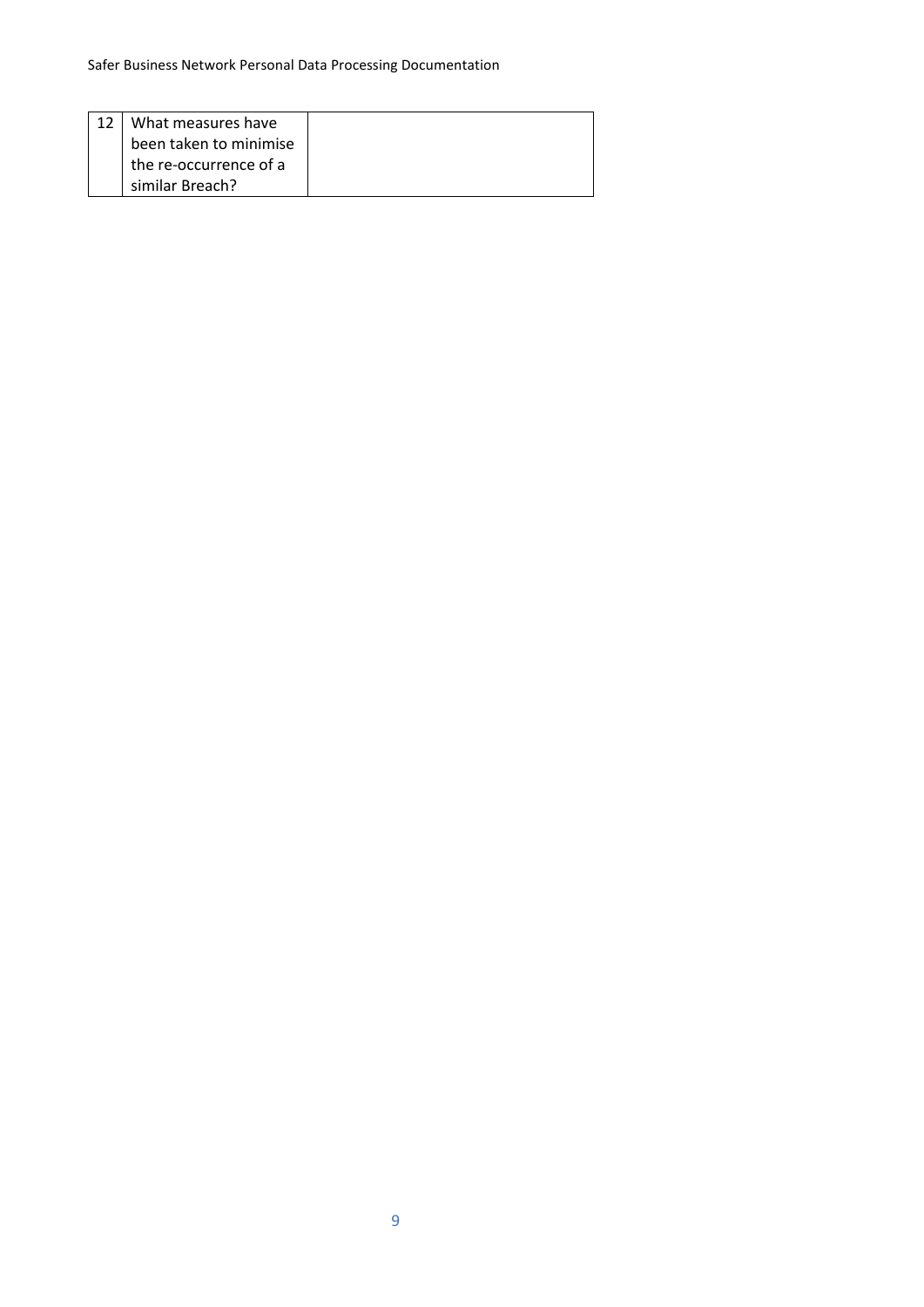| | | |
|---|---|---|
| 12 | What measures have been taken to minimise the re-occurrence of a similar Breach? | |